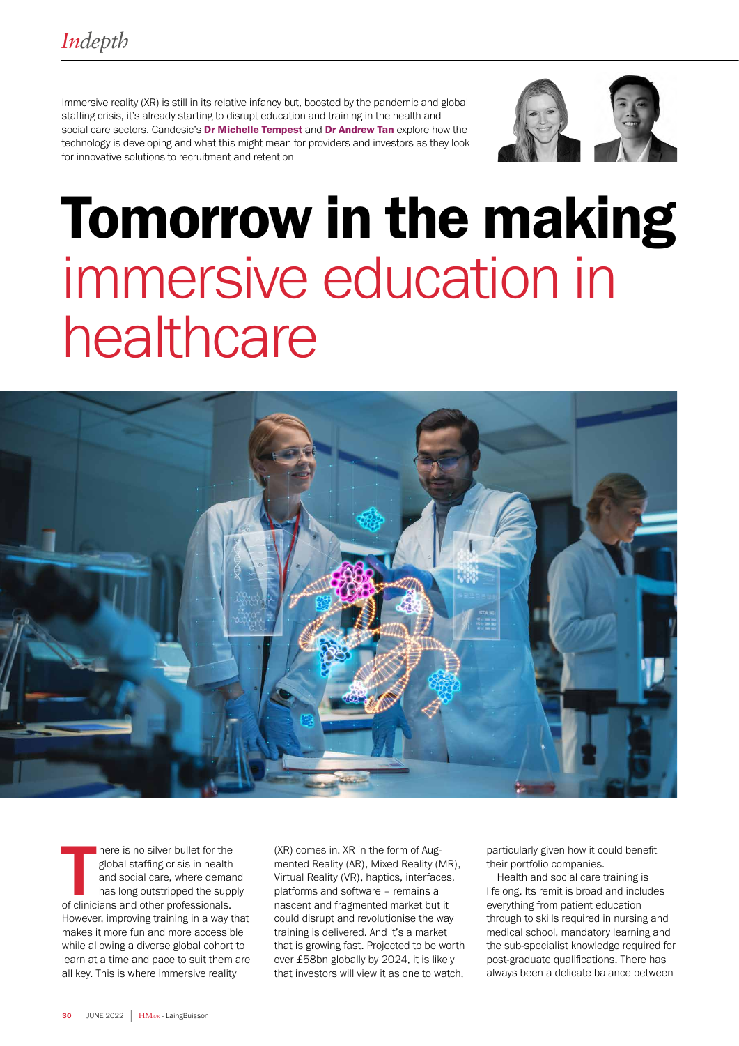Immersive reality (XR) is still in its relative infancy but, boosted by the pandemic and global staffing crisis, it's already starting to disrupt education and training in the health and social care sectors. Candesic's **Dr Michelle Tempest** and **Dr Andrew Tan** explore how the technology is developing and what this might mean for providers and investors as they look for innovative solutions to recruitment and retention

# Tomorrow in the making immersive education in healthcare

There is no silver bullet for the global staffing crisis in health and social care, where demand has long outstripped the supply of clinicians and other professionals. However, improving training in a way that makes it more fun and more accessible while allowing a diverse global cohort to learn at a time and pace to suit them are all key. This is where immersive reality (XR) comes in. XR in the form of Augmented Reality (AR), Mixed Reality (MR), Virtual Reality (VR), haptics, interfaces, platforms and software – remains a nascent and fragmented market but it could disrupt and revolutionise the way training is delivered. And it's a market that is growing fast. Projected to be worth over £58bn globally by 2024, it is likely that investors will view it as one to watch, particularly given how it could benefit their portfolio companies.

Health and social care training is lifelong. Its remit is broad and includes everything from patient education through to skills required in nursing and medical school, mandatory learning and the sub-specialist knowledge required for post-graduate qualifications. There has always been a delicate balance between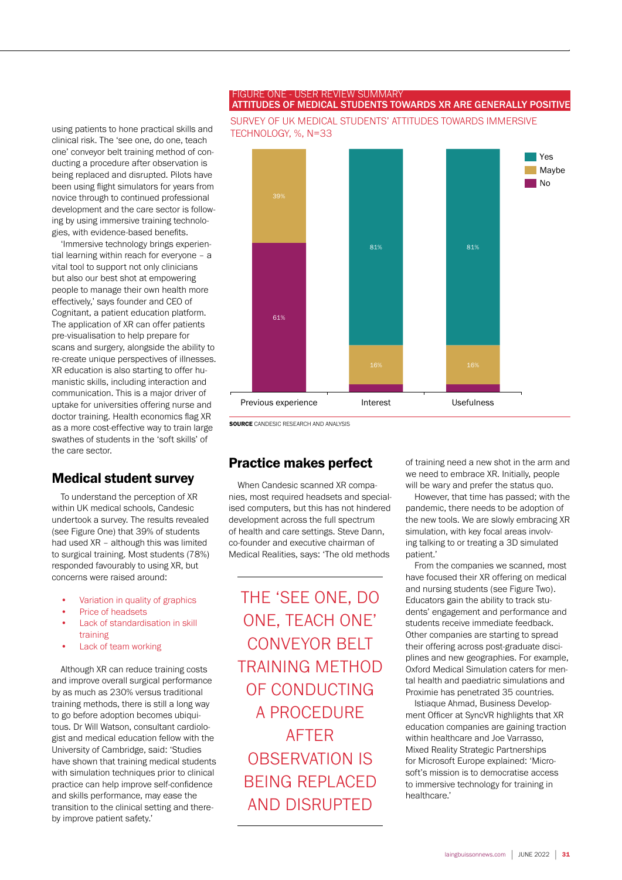using patients to hone practical skills and clinical risk. The 'see one, do one, teach one' conveyor belt training method of conducting a procedure after observation is being replaced and disrupted. Pilots have been using flight simulators for years from novice through to continued professional development and the care sector is following by using immersive training technologies, with evidence-based benefits.

'Immersive technology brings experiential learning within reach for everyone – a vital tool to support not only clinicians but also our best shot at empowering people to manage their own health more effectively,' says founder and CEO of Cognitant, a patient education platform. The application of XR can offer patients pre-visualisation to help prepare for scans and surgery, alongside the ability to re-create unique perspectives of illnesses. XR education is also starting to offer humanistic skills, including interaction and communication. This is a major driver of uptake for universities offering nurse and doctor training. Health economics flag XR as a more cost-effective way to train large swathes of students in the 'soft skills' of the care sector.

FIGURE ONE - USER REVIEW SUMMARY

**ATTITUDES OF MEDICAL STUDENTS TOWARDS XR ARE GENERALLY POSITIVE**

SURVEY OF UK MEDICAL STUDENTS' ATTITUDES TOWARDS IMMERSIVE TECHNOLOGY, %, N=33

| | Yes | Maybe | No |
|---|---|---|---|
| Previous experience | | 39% | 61% |
| Interest | 81% | 16% | |
| Usefulness | 81% | 16% | |

**SOURCE** CANDESIC RESEARCH AND ANALYSIS

## Medical student survey

To understand the perception of XR within UK medical schools, Candesic undertook a survey. The results revealed (see Figure One) that 39% of students had used XR – although this was limited to surgical training. Most students (78%) responded favourably to using XR, but concerns were raised around:

- Variation in quality of graphics
- Price of headsets
- Lack of standardisation in skill training
- Lack of team working

Although XR can reduce training costs and improve overall surgical performance by as much as 230% versus traditional training methods, there is still a long way to go before adoption becomes ubiquitous. Dr Will Watson, consultant cardiologist and medical education fellow with the University of Cambridge, said: 'Studies have shown that training medical students with simulation techniques prior to clinical practice can help improve self-confidence and skills performance, may ease the transition to the clinical setting and thereby improve patient safety.'

## Practice makes perfect

When Candesic scanned XR companies, most required headsets and specialised computers, but this has not hindered development across the full spectrum of health and care settings. Steve Dann, co-founder and executive chairman of Medical Realities, says: 'The old methods of training need a new shot in the arm and we need to embrace XR. Initially, people will be wary and prefer the status quo.

However, that time has passed; with the pandemic, there needs to be adoption of the new tools. We are slowly embracing XR simulation, with key focal areas involving talking to or treating a 3D simulated patient.'

> THE 'SEE ONE, DO ONE, TEACH ONE' CONVEYOR BELT TRAINING METHOD OF CONDUCTING A PROCEDURE AFTER OBSERVATION IS BEING REPLACED AND DISRUPTED

From the companies we scanned, most have focused their XR offering on medical and nursing students (see Figure Two). Educators gain the ability to track students' engagement and performance and students receive immediate feedback. Other companies are starting to spread their offering across post-graduate disciplines and new geographies. For example, Oxford Medical Simulation caters for mental health and paediatric simulations and Proximie has penetrated 35 countries.

Istiaque Ahmad, Business Development Officer at SyncVR highlights that XR education companies are gaining traction within healthcare and Joe Varrasso, Mixed Reality Strategic Partnerships for Microsoft Europe explained: 'Microsoft's mission is to democratise access to immersive technology for training in healthcare.'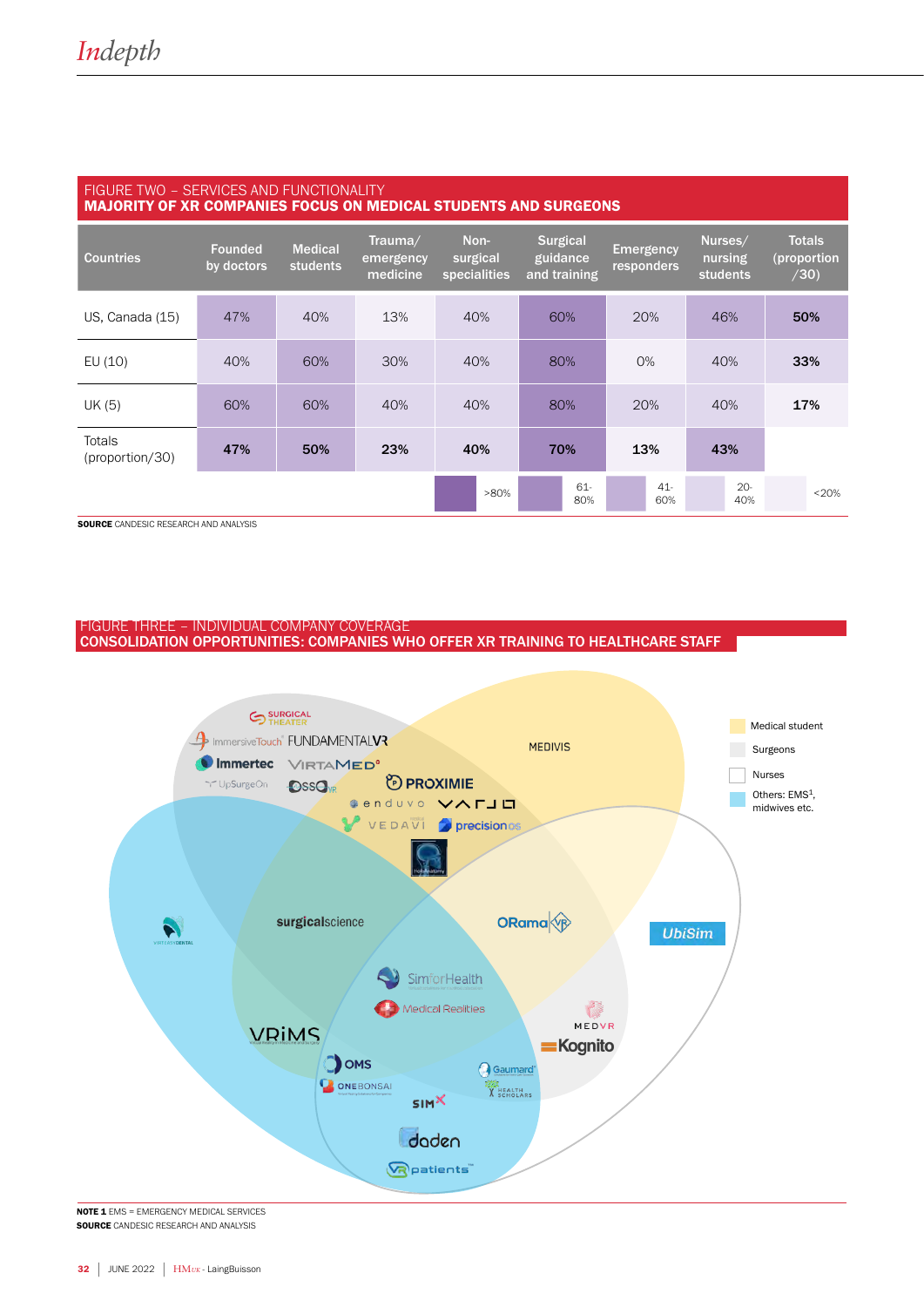## FIGURE TWO – SERVICES AND FUNCTIONALITY
### MAJORITY OF XR COMPANIES FOCUS ON MEDICAL STUDENTS AND SURGEONS

| Countries | Founded by doctors | Medical students | Trauma/ emergency medicine | Non-surgical specialities | Surgical guidance and training | Emergency responders | Nurses/ nursing students | Totals (proportion /30) |
|---|---|---|---|---|---|---|---|---|
| US, Canada (15) | 47% | 40% | 13% | 40% | 60% | 20% | 46% | **50%** |
| EU (10) | 40% | 60% | 30% | 40% | 80% | 0% | 40% | **33%** |
| UK (5) | 60% | 60% | 40% | 40% | 80% | 20% | 40% | **17%** |
| Totals (proportion/30) | **47%** | **50%** | **23%** | **40%** | **70%** | **13%** | **43%** | |

Key: >80% | 61-80% | 41-60% | 20-40% | <20%

**SOURCE** CANDESIC RESEARCH AND ANALYSIS

## FIGURE THREE – INDIVIDUAL COMPANY COVERAGE
### CONSOLIDATION OPPORTUNITIES: COMPANIES WHO OFFER XR TRAINING TO HEALTHCARE STAFF

Legend: Medical student; Surgeons; Nurses; Others: EMS[1], midwives etc.

Surgeons: Surgical Theater, ImmersiveTouch, FundamentalVR, Immertec, VirtaMed, UpSurgeOn, OssoVR

Surgeons and Medical student: Proximie, enduvo, Varjo, Vedavi, precisionOS, HoloAnatomy

Medical student: MEDIVIS

Others: Virteasy Dental

Surgeons, Medical student and Others: surgicalscience

Medical student and Nurses: ORama VR

Nurses: UbiSim

Surgeons, Medical student, Nurses and Others: SimforHealth, Medical Realities

Surgeons and Others: VRiMS

Surgeons and Nurses: MedVR, Kognito

Others and Nurses: OMS, OneBonsai, Gaumard, Health Scholars, SimX, daden, VRpatients

**NOTE 1** EMS = EMERGENCY MEDICAL SERVICES
**SOURCE** CANDESIC RESEARCH AND ANALYSIS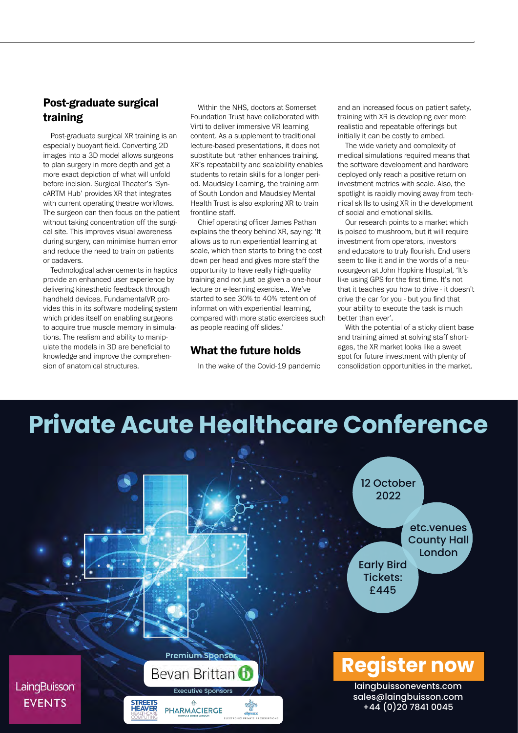## Post-graduate surgical training

Post-graduate surgical XR training is an especially buoyant field. Converting 2D images into a 3D model allows surgeons to plan surgery in more depth and get a more exact depiction of what will unfold before incision. Surgical Theater's 'SyncARTM Hub' provides XR that integrates with current operating theatre workflows. The surgeon can then focus on the patient without taking concentration off the surgical site. This improves visual awareness during surgery, can minimise human error and reduce the need to train on patients or cadavers.

Technological advancements in haptics provide an enhanced user experience by delivering kinesthetic feedback through handheld devices. FundamentalVR provides this in its software modeling system which prides itself on enabling surgeons to acquire true muscle memory in simulations. The realism and ability to manipulate the models in 3D are beneficial to knowledge and improve the comprehension of anatomical structures.

Within the NHS, doctors at Somerset Foundation Trust have collaborated with Virti to deliver immersive VR learning content. As a supplement to traditional lecture-based presentations, it does not substitute but rather enhances training. XR's repeatability and scalability enables students to retain skills for a longer period. Maudsley Learning, the training arm of South London and Maudsley Mental Health Trust is also exploring XR to train frontline staff.

Chief operating officer James Pathan explains the theory behind XR, saying: 'It allows us to run experiential learning at scale, which then starts to bring the cost down per head and gives more staff the opportunity to have really high-quality training and not just be given a one-hour lecture or e-learning exercise... We've started to see 30% to 40% retention of information with experiential learning, compared with more static exercises such as people reading off slides.'

## What the future holds

In the wake of the Covid-19 pandemic and an increased focus on patient safety, training with XR is developing ever more realistic and repeatable offerings but initially it can be costly to embed.

The wide variety and complexity of medical simulations required means that the software development and hardware deployed only reach a positive return on investment metrics with scale. Also, the spotlight is rapidly moving away from technical skills to using XR in the development of social and emotional skills.

Our research points to a market which is poised to mushroom, but it will require investment from operators, investors and educators to truly flourish. End users seem to like it and in the words of a neurosurgeon at John Hopkins Hospital, 'It's like using GPS for the first time. It's not that it teaches you how to drive - it doesn't drive the car for you - but you find that your ability to execute the task is much better than ever'.

With the potential of a sticky client base and training aimed at solving staff shortages, the XR market looks like a sweet spot for future investment with plenty of consolidation opportunities in the market.

# Private Acute Healthcare Conference

12 October 2022

etc.venues County Hall London

Early Bird Tickets: £445

Premium Sponsor

Bevan Brittan

Executive Sponsors

STREETS HEAVER HEALTHCARE COMPUTING

PHARMACIERGE

elyxxx ELECTRONIC PRIVATE PRESCRIPTIONS

LaingBuisson EVENTS

**Register now**

laingbuissonevents.com
sales@laingbuisson.com
+44 (0)20 7841 0045